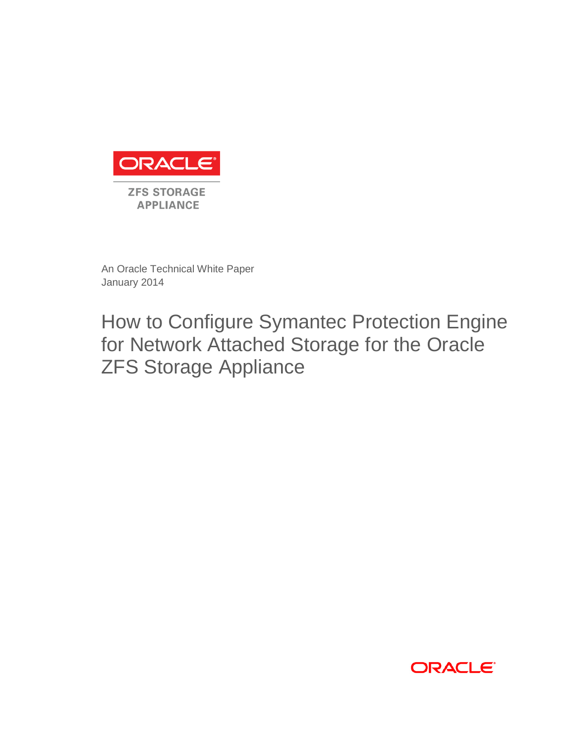ORACLE

ZFS STORAGE APPLIANCE

An Oracle Technical White Paper
January 2014

# How to Configure Symantec Protection Engine for Network Attached Storage for the Oracle ZFS Storage Appliance

ORACLE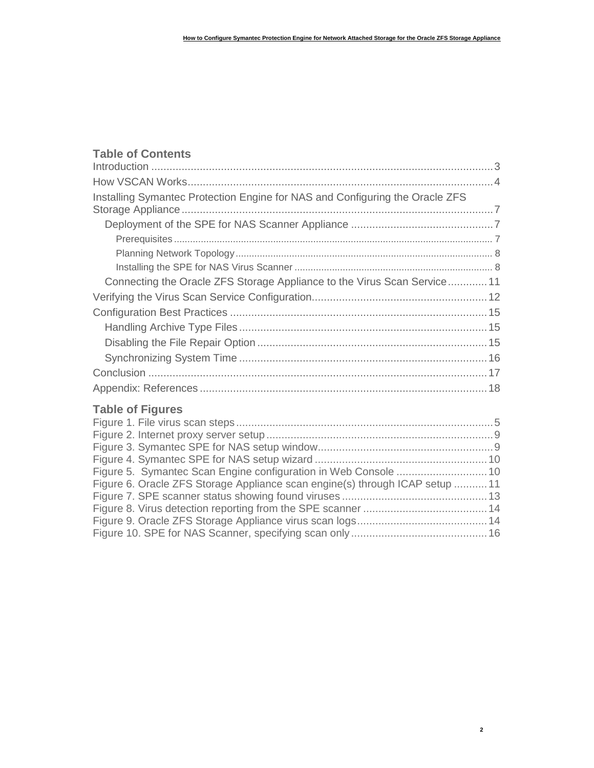## Table of Contents

Introduction ........ 3
How VSCAN Works ........ 4
Installing Symantec Protection Engine for NAS and Configuring the Oracle ZFS Storage Appliance ........ 7
- Deployment of the SPE for NAS Scanner Appliance ........ 7
  - Prerequisites ........ 7
  - Planning Network Topology ........ 8
  - Installing the SPE for NAS Virus Scanner ........ 8
- Connecting the Oracle ZFS Storage Appliance to the Virus Scan Service ........ 11

Verifying the Virus Scan Service Configuration ........ 12
Configuration Best Practices ........ 15
- Handling Archive Type Files ........ 15
- Disabling the File Repair Option ........ 15
- Synchronizing System Time ........ 16

Conclusion ........ 17
Appendix: References ........ 18

## Table of Figures

Figure 1. File virus scan steps ........ 5
Figure 2. Internet proxy server setup ........ 9
Figure 3. Symantec SPE for NAS setup window ........ 9
Figure 4. Symantec SPE for NAS setup wizard ........ 10
Figure 5. Symantec Scan Engine configuration in Web Console ........ 10
Figure 6. Oracle ZFS Storage Appliance scan engine(s) through ICAP setup ........ 11
Figure 7. SPE scanner status showing found viruses ........ 13
Figure 8. Virus detection reporting from the SPE scanner ........ 14
Figure 9. Oracle ZFS Storage Appliance virus scan logs ........ 14
Figure 10. SPE for NAS Scanner, specifying scan only ........ 16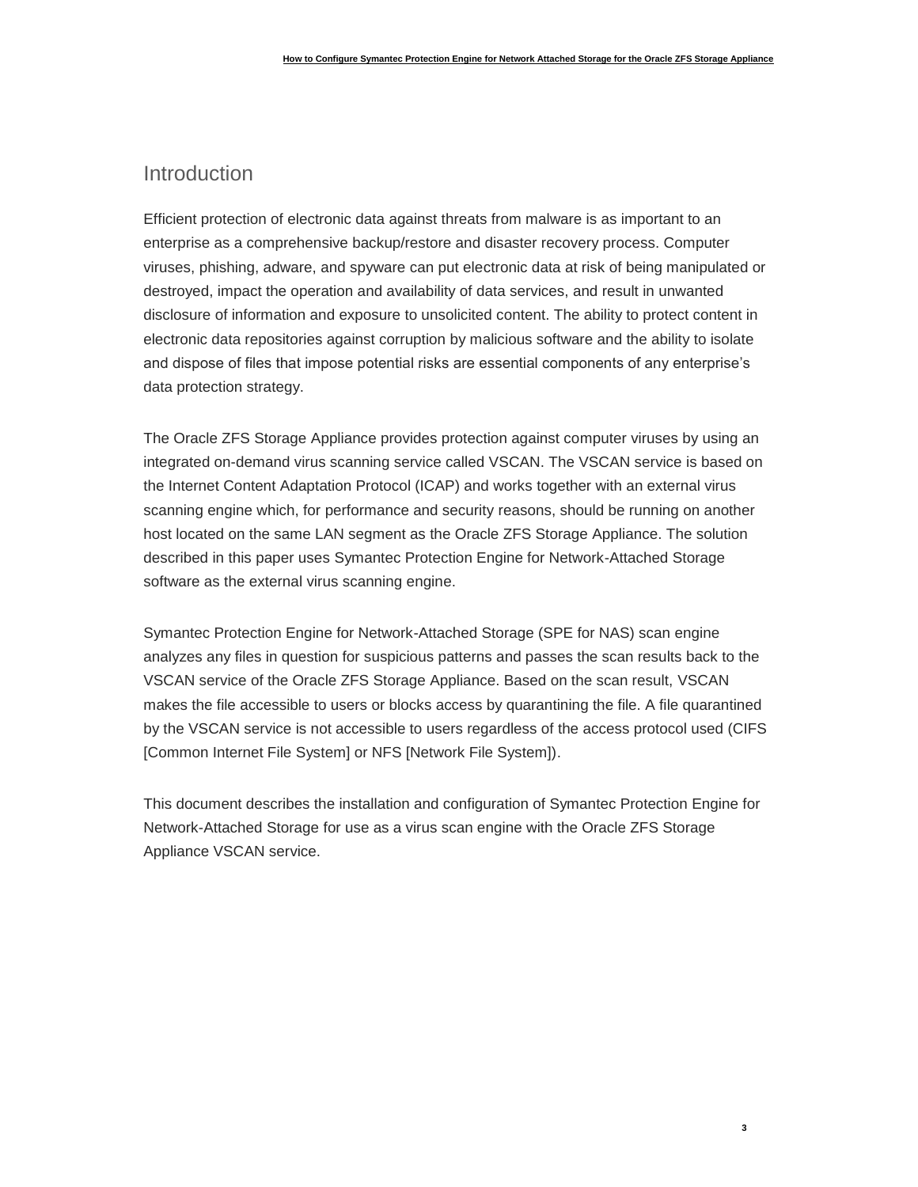# Introduction

Efficient protection of electronic data against threats from malware is as important to an enterprise as a comprehensive backup/restore and disaster recovery process. Computer viruses, phishing, adware, and spyware can put electronic data at risk of being manipulated or destroyed, impact the operation and availability of data services, and result in unwanted disclosure of information and exposure to unsolicited content. The ability to protect content in electronic data repositories against corruption by malicious software and the ability to isolate and dispose of files that impose potential risks are essential components of any enterprise's data protection strategy.

The Oracle ZFS Storage Appliance provides protection against computer viruses by using an integrated on-demand virus scanning service called VSCAN. The VSCAN service is based on the Internet Content Adaptation Protocol (ICAP) and works together with an external virus scanning engine which, for performance and security reasons, should be running on another host located on the same LAN segment as the Oracle ZFS Storage Appliance. The solution described in this paper uses Symantec Protection Engine for Network-Attached Storage software as the external virus scanning engine.

Symantec Protection Engine for Network-Attached Storage (SPE for NAS) scan engine analyzes any files in question for suspicious patterns and passes the scan results back to the VSCAN service of the Oracle ZFS Storage Appliance. Based on the scan result, VSCAN makes the file accessible to users or blocks access by quarantining the file. A file quarantined by the VSCAN service is not accessible to users regardless of the access protocol used (CIFS [Common Internet File System] or NFS [Network File System]).

This document describes the installation and configuration of Symantec Protection Engine for Network-Attached Storage for use as a virus scan engine with the Oracle ZFS Storage Appliance VSCAN service.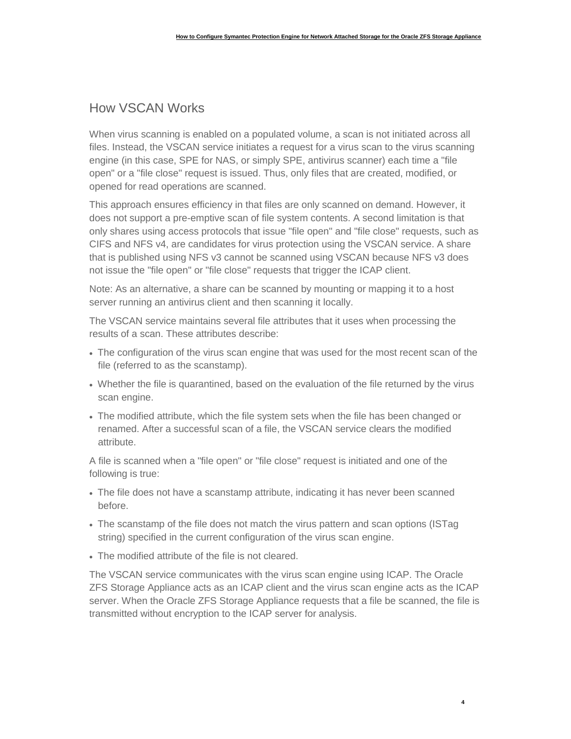## How VSCAN Works

When virus scanning is enabled on a populated volume, a scan is not initiated across all files. Instead, the VSCAN service initiates a request for a virus scan to the virus scanning engine (in this case, SPE for NAS, or simply SPE, antivirus scanner) each time a "file open" or a "file close" request is issued. Thus, only files that are created, modified, or opened for read operations are scanned.

This approach ensures efficiency in that files are only scanned on demand. However, it does not support a pre-emptive scan of file system contents. A second limitation is that only shares using access protocols that issue "file open" and "file close" requests, such as CIFS and NFS v4, are candidates for virus protection using the VSCAN service. A share that is published using NFS v3 cannot be scanned using VSCAN because NFS v3 does not issue the "file open" or "file close" requests that trigger the ICAP client.

Note: As an alternative, a share can be scanned by mounting or mapping it to a host server running an antivirus client and then scanning it locally.

The VSCAN service maintains several file attributes that it uses when processing the results of a scan. These attributes describe:

- The configuration of the virus scan engine that was used for the most recent scan of the file (referred to as the scanstamp).
- Whether the file is quarantined, based on the evaluation of the file returned by the virus scan engine.
- The modified attribute, which the file system sets when the file has been changed or renamed. After a successful scan of a file, the VSCAN service clears the modified attribute.

A file is scanned when a "file open" or "file close" request is initiated and one of the following is true:

- The file does not have a scanstamp attribute, indicating it has never been scanned before.
- The scanstamp of the file does not match the virus pattern and scan options (ISTag string) specified in the current configuration of the virus scan engine.
- The modified attribute of the file is not cleared.

The VSCAN service communicates with the virus scan engine using ICAP. The Oracle ZFS Storage Appliance acts as an ICAP client and the virus scan engine acts as the ICAP server. When the Oracle ZFS Storage Appliance requests that a file be scanned, the file is transmitted without encryption to the ICAP server for analysis.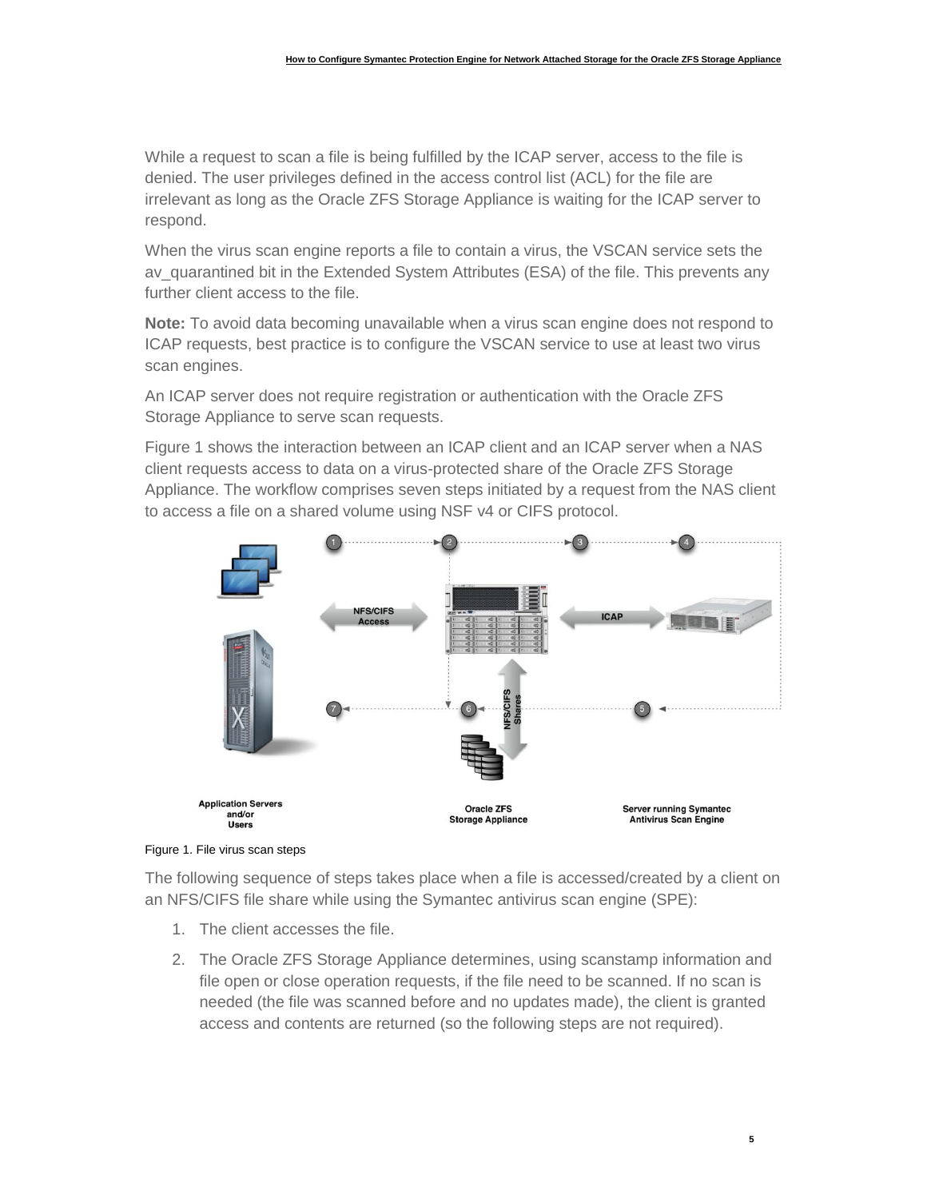While a request to scan a file is being fulfilled by the ICAP server, access to the file is denied. The user privileges defined in the access control list (ACL) for the file are irrelevant as long as the Oracle ZFS Storage Appliance is waiting for the ICAP server to respond.

When the virus scan engine reports a file to contain a virus, the VSCAN service sets the av_quarantined bit in the Extended System Attributes (ESA) of the file. This prevents any further client access to the file.

**Note:** To avoid data becoming unavailable when a virus scan engine does not respond to ICAP requests, best practice is to configure the VSCAN service to use at least two virus scan engines.

An ICAP server does not require registration or authentication with the Oracle ZFS Storage Appliance to serve scan requests.

Figure 1 shows the interaction between an ICAP client and an ICAP server when a NAS client requests access to data on a virus-protected share of the Oracle ZFS Storage Appliance. The workflow comprises seven steps initiated by a request from the NAS client to access a file on a shared volume using NSF v4 or CIFS protocol.

Figure 1. File virus scan steps

The following sequence of steps takes place when a file is accessed/created by a client on an NFS/CIFS file share while using the Symantec antivirus scan engine (SPE):

1. The client accesses the file.
2. The Oracle ZFS Storage Appliance determines, using scanstamp information and file open or close operation requests, if the file need to be scanned. If no scan is needed (the file was scanned before and no updates made), the client is granted access and contents are returned (so the following steps are not required).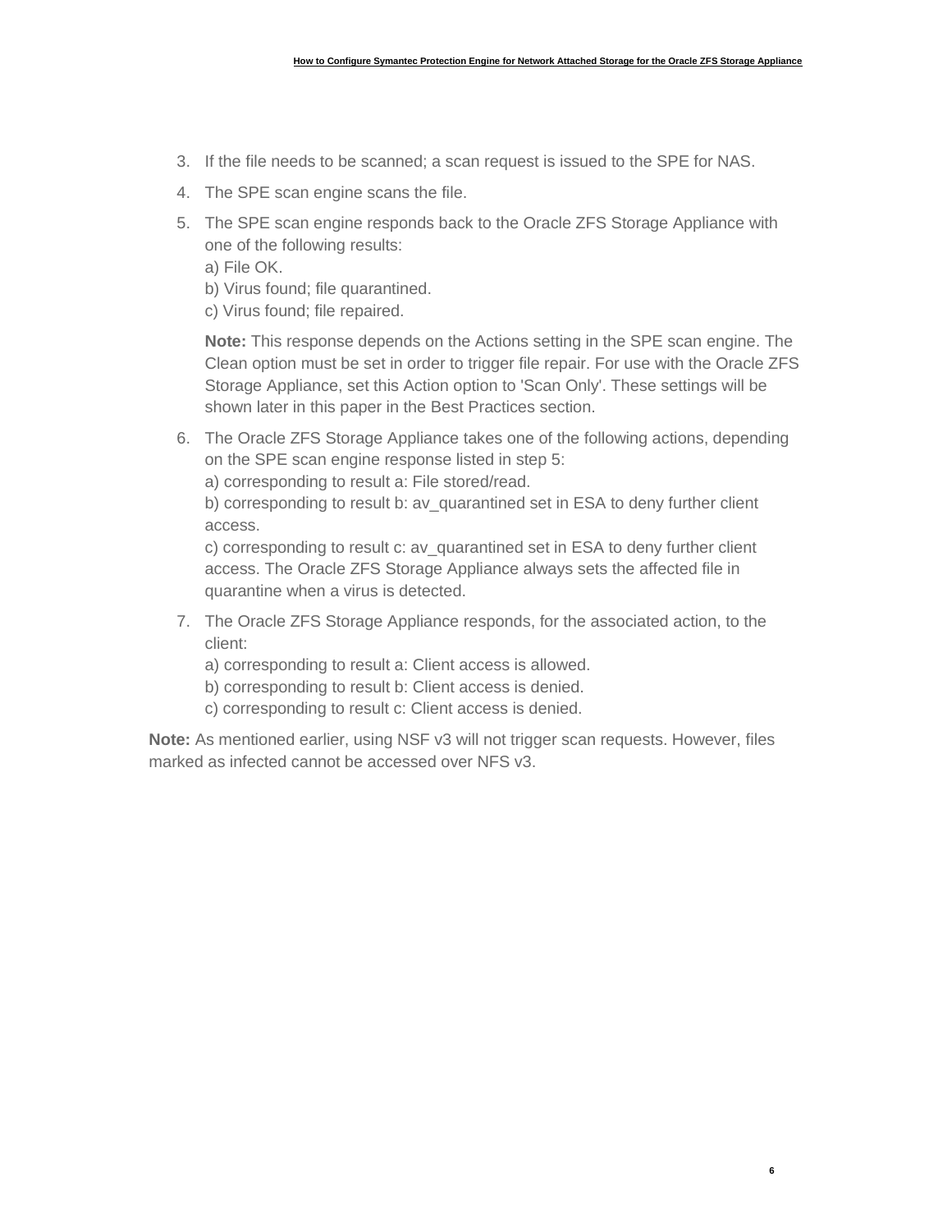3. If the file needs to be scanned; a scan request is issued to the SPE for NAS.
4. The SPE scan engine scans the file.
5. The SPE scan engine responds back to the Oracle ZFS Storage Appliance with one of the following results:
   a) File OK.
   b) Virus found; file quarantined.
   c) Virus found; file repaired.

   **Note:** This response depends on the Actions setting in the SPE scan engine. The Clean option must be set in order to trigger file repair. For use with the Oracle ZFS Storage Appliance, set this Action option to 'Scan Only'. These settings will be shown later in this paper in the Best Practices section.
6. The Oracle ZFS Storage Appliance takes one of the following actions, depending on the SPE scan engine response listed in step 5:
   a) corresponding to result a: File stored/read.
   b) corresponding to result b: av_quarantined set in ESA to deny further client access.
   c) corresponding to result c: av_quarantined set in ESA to deny further client access. The Oracle ZFS Storage Appliance always sets the affected file in quarantine when a virus is detected.
7. The Oracle ZFS Storage Appliance responds, for the associated action, to the client:
   a) corresponding to result a: Client access is allowed.
   b) corresponding to result b: Client access is denied.
   c) corresponding to result c: Client access is denied.

**Note:** As mentioned earlier, using NSF v3 will not trigger scan requests. However, files marked as infected cannot be accessed over NFS v3.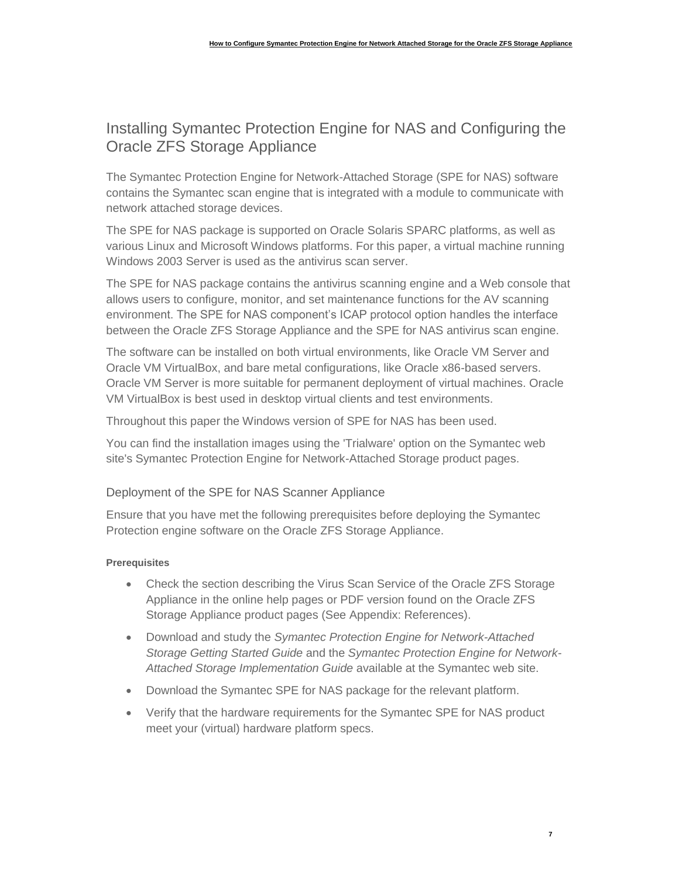## Installing Symantec Protection Engine for NAS and Configuring the Oracle ZFS Storage Appliance

The Symantec Protection Engine for Network-Attached Storage (SPE for NAS) software contains the Symantec scan engine that is integrated with a module to communicate with network attached storage devices.

The SPE for NAS package is supported on Oracle Solaris SPARC platforms, as well as various Linux and Microsoft Windows platforms. For this paper, a virtual machine running Windows 2003 Server is used as the antivirus scan server.

The SPE for NAS package contains the antivirus scanning engine and a Web console that allows users to configure, monitor, and set maintenance functions for the AV scanning environment. The SPE for NAS component's ICAP protocol option handles the interface between the Oracle ZFS Storage Appliance and the SPE for NAS antivirus scan engine.

The software can be installed on both virtual environments, like Oracle VM Server and Oracle VM VirtualBox, and bare metal configurations, like Oracle x86-based servers. Oracle VM Server is more suitable for permanent deployment of virtual machines. Oracle VM VirtualBox is best used in desktop virtual clients and test environments.

Throughout this paper the Windows version of SPE for NAS has been used.

You can find the installation images using the 'Trialware' option on the Symantec web site's Symantec Protection Engine for Network-Attached Storage product pages.

### Deployment of the SPE for NAS Scanner Appliance

Ensure that you have met the following prerequisites before deploying the Symantec Protection engine software on the Oracle ZFS Storage Appliance.

**Prerequisites**

- Check the section describing the Virus Scan Service of the Oracle ZFS Storage Appliance in the online help pages or PDF version found on the Oracle ZFS Storage Appliance product pages (See Appendix: References).
- Download and study the *Symantec Protection Engine for Network-Attached Storage Getting Started Guide* and the *Symantec Protection Engine for Network-Attached Storage Implementation Guide* available at the Symantec web site.
- Download the Symantec SPE for NAS package for the relevant platform.
- Verify that the hardware requirements for the Symantec SPE for NAS product meet your (virtual) hardware platform specs.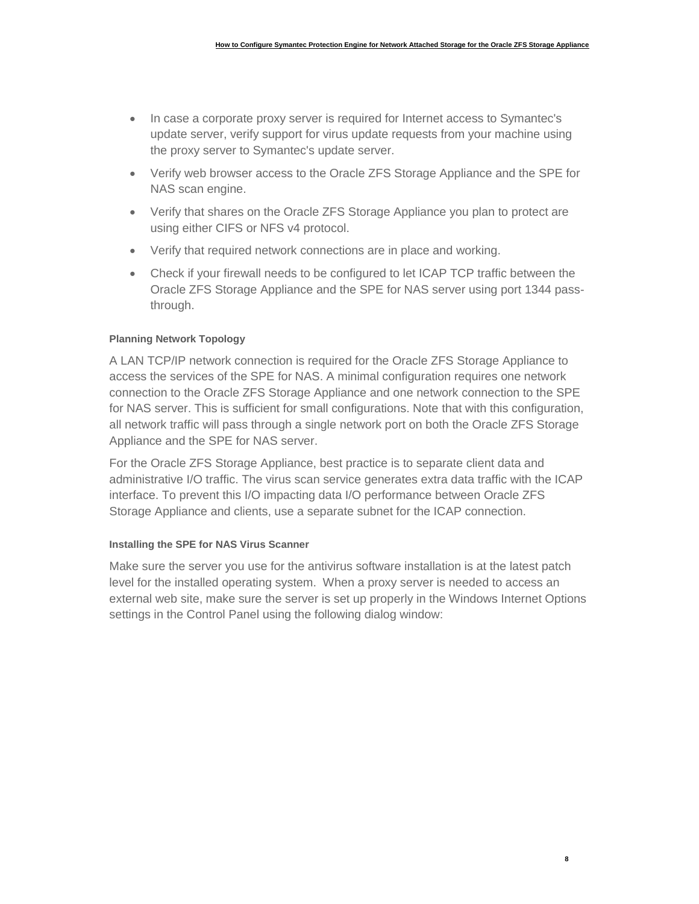- In case a corporate proxy server is required for Internet access to Symantec's update server, verify support for virus update requests from your machine using the proxy server to Symantec's update server.
- Verify web browser access to the Oracle ZFS Storage Appliance and the SPE for NAS scan engine.
- Verify that shares on the Oracle ZFS Storage Appliance you plan to protect are using either CIFS or NFS v4 protocol.
- Verify that required network connections are in place and working.
- Check if your firewall needs to be configured to let ICAP TCP traffic between the Oracle ZFS Storage Appliance and the SPE for NAS server using port 1344 pass-through.

#### Planning Network Topology

A LAN TCP/IP network connection is required for the Oracle ZFS Storage Appliance to access the services of the SPE for NAS. A minimal configuration requires one network connection to the Oracle ZFS Storage Appliance and one network connection to the SPE for NAS server. This is sufficient for small configurations. Note that with this configuration, all network traffic will pass through a single network port on both the Oracle ZFS Storage Appliance and the SPE for NAS server.

For the Oracle ZFS Storage Appliance, best practice is to separate client data and administrative I/O traffic. The virus scan service generates extra data traffic with the ICAP interface. To prevent this I/O impacting data I/O performance between Oracle ZFS Storage Appliance and clients, use a separate subnet for the ICAP connection.

#### Installing the SPE for NAS Virus Scanner

Make sure the server you use for the antivirus software installation is at the latest patch level for the installed operating system. When a proxy server is needed to access an external web site, make sure the server is set up properly in the Windows Internet Options settings in the Control Panel using the following dialog window: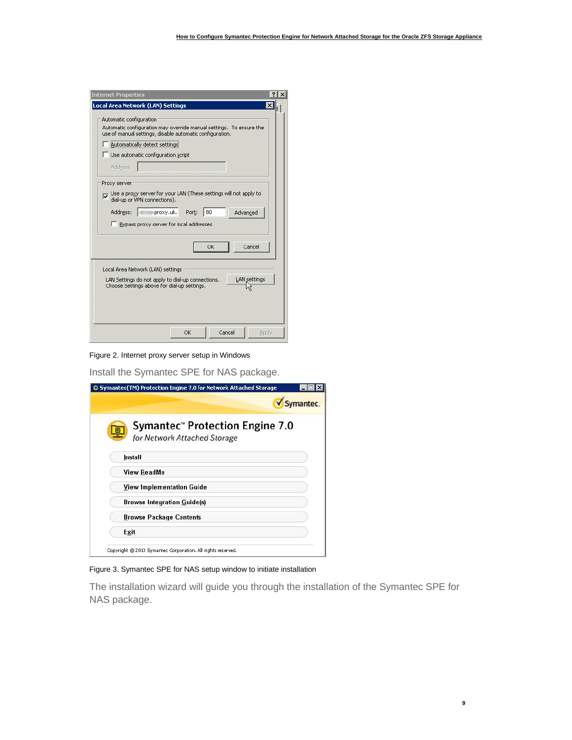Figure 2. Internet proxy server setup in Windows

Install the Symantec SPE for NAS package.

Figure 3. Symantec SPE for NAS setup window to initiate installation

The installation wizard will guide you through the installation of the Symantec SPE for NAS package.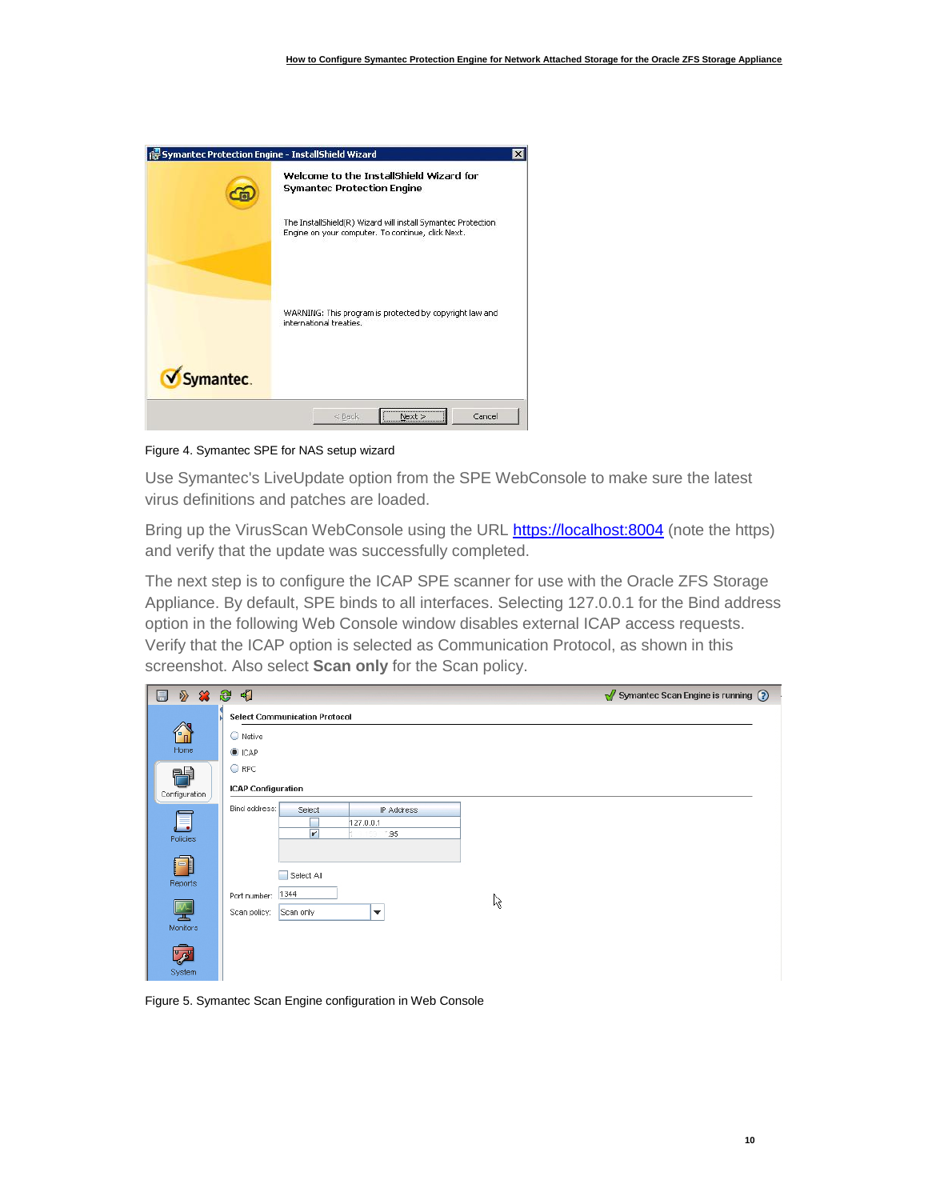Figure 4. Symantec SPE for NAS setup wizard

Use Symantec's LiveUpdate option from the SPE WebConsole to make sure the latest virus definitions and patches are loaded.

Bring up the VirusScan WebConsole using the URL https://localhost:8004 (note the https) and verify that the update was successfully completed.

The next step is to configure the ICAP SPE scanner for use with the Oracle ZFS Storage Appliance. By default, SPE binds to all interfaces. Selecting 127.0.0.1 for the Bind address option in the following Web Console window disables external ICAP access requests. Verify that the ICAP option is selected as Communication Protocol, as shown in this screenshot. Also select **Scan only** for the Scan policy.

Figure 5. Symantec Scan Engine configuration in Web Console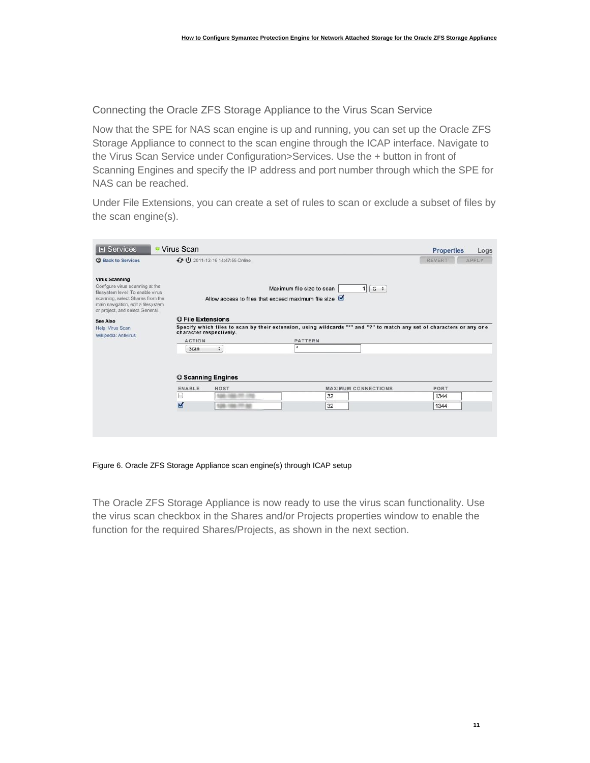## Connecting the Oracle ZFS Storage Appliance to the Virus Scan Service

Now that the SPE for NAS scan engine is up and running, you can set up the Oracle ZFS Storage Appliance to connect to the scan engine through the ICAP interface. Navigate to the Virus Scan Service under Configuration>Services. Use the + button in front of Scanning Engines and specify the IP address and port number through which the SPE for NAS can be reached.

Under File Extensions, you can create a set of rules to scan or exclude a subset of files by the scan engine(s).

Figure 6. Oracle ZFS Storage Appliance scan engine(s) through ICAP setup

The Oracle ZFS Storage Appliance is now ready to use the virus scan functionality. Use the virus scan checkbox in the Shares and/or Projects properties window to enable the function for the required Shares/Projects, as shown in the next section.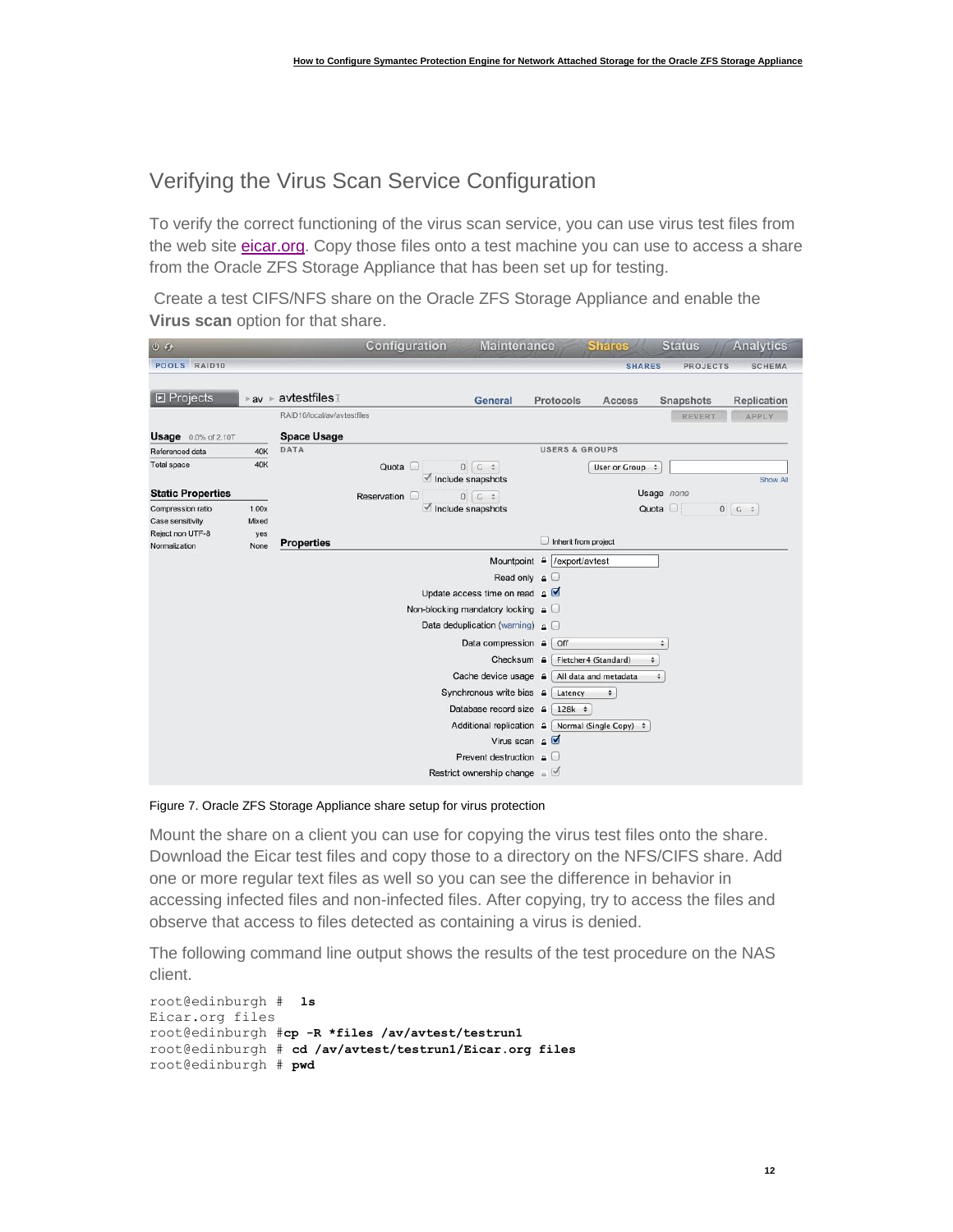## Verifying the Virus Scan Service Configuration

To verify the correct functioning of the virus scan service, you can use virus test files from the web site eicar.org. Copy those files onto a test machine you can use to access a share from the Oracle ZFS Storage Appliance that has been set up for testing.

Create a test CIFS/NFS share on the Oracle ZFS Storage Appliance and enable the **Virus scan** option for that share.

Figure 7. Oracle ZFS Storage Appliance share setup for virus protection

Mount the share on a client you can use for copying the virus test files onto the share. Download the Eicar test files and copy those to a directory on the NFS/CIFS share. Add one or more regular text files as well so you can see the difference in behavior in accessing infected files and non-infected files. After copying, try to access the files and observe that access to files detected as containing a virus is denied.

The following command line output shows the results of the test procedure on the NAS client.

```
root@edinburgh #  ls
Eicar.org files
root@edinburgh #cp -R *files /av/avtest/testrun1
root@edinburgh # cd /av/avtest/testrun1/Eicar.org files
root@edinburgh # pwd
```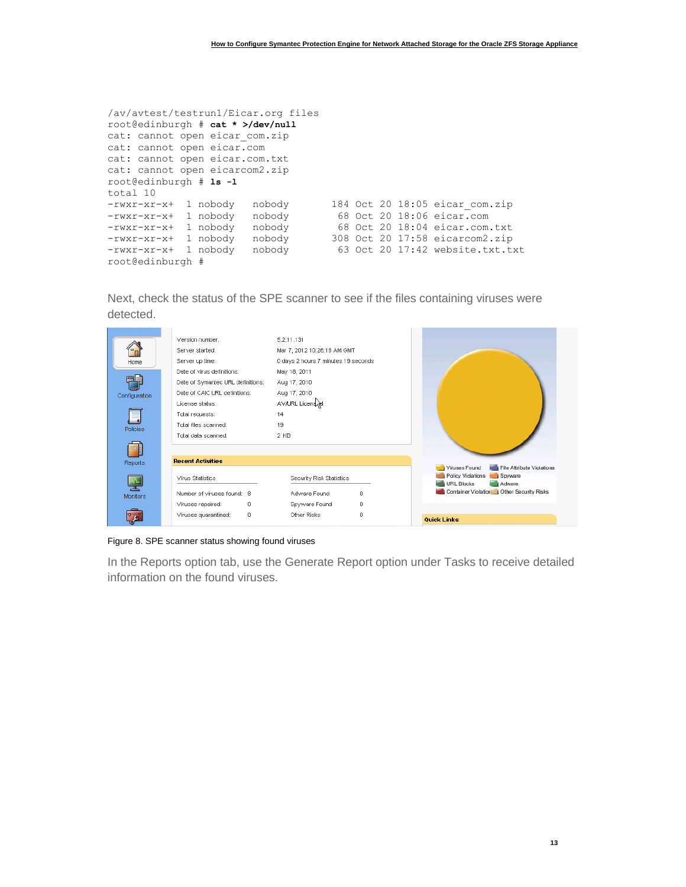```
/av/avtest/testrun1/Eicar.org files
root@edinburgh # cat * >/dev/null
cat: cannot open eicar_com.zip
cat: cannot open eicar.com
cat: cannot open eicar.com.txt
cat: cannot open eicarcom2.zip
root@edinburgh # ls -l
total 10
-rwxr-xr-x+  1 nobody   nobody       184 Oct 20 18:05 eicar_com.zip
-rwxr-xr-x+  1 nobody   nobody        68 Oct 20 18:06 eicar.com
-rwxr-xr-x+  1 nobody   nobody        68 Oct 20 18:04 eicar.com.txt
-rwxr-xr-x+  1 nobody   nobody       308 Oct 20 17:58 eicarcom2.zip
-rwxr-xr-x+  1 nobody   nobody        63 Oct 20 17:42 website.txt.txt
root@edinburgh #
```

Next, check the status of the SPE scanner to see if the files containing viruses were detected.

Figure 8. SPE scanner status showing found viruses

In the Reports option tab, use the Generate Report option under Tasks to receive detailed information on the found viruses.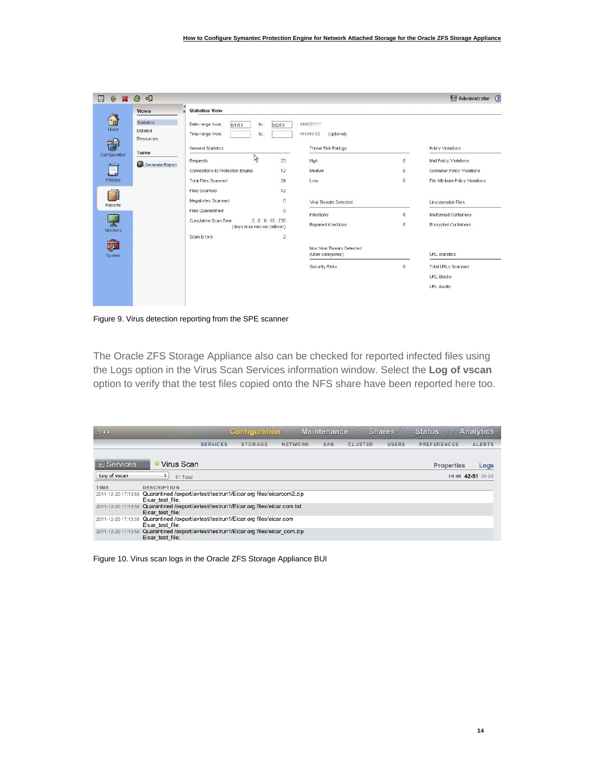Figure 9. Virus detection reporting from the SPE scanner

The Oracle ZFS Storage Appliance also can be checked for reported infected files using the Logs option in the Virus Scan Services information window. Select the **Log of vscan** option to verify that the test files copied onto the NFS share have been reported here too.

Figure 10. Virus scan logs in the Oracle ZFS Storage Appliance BUI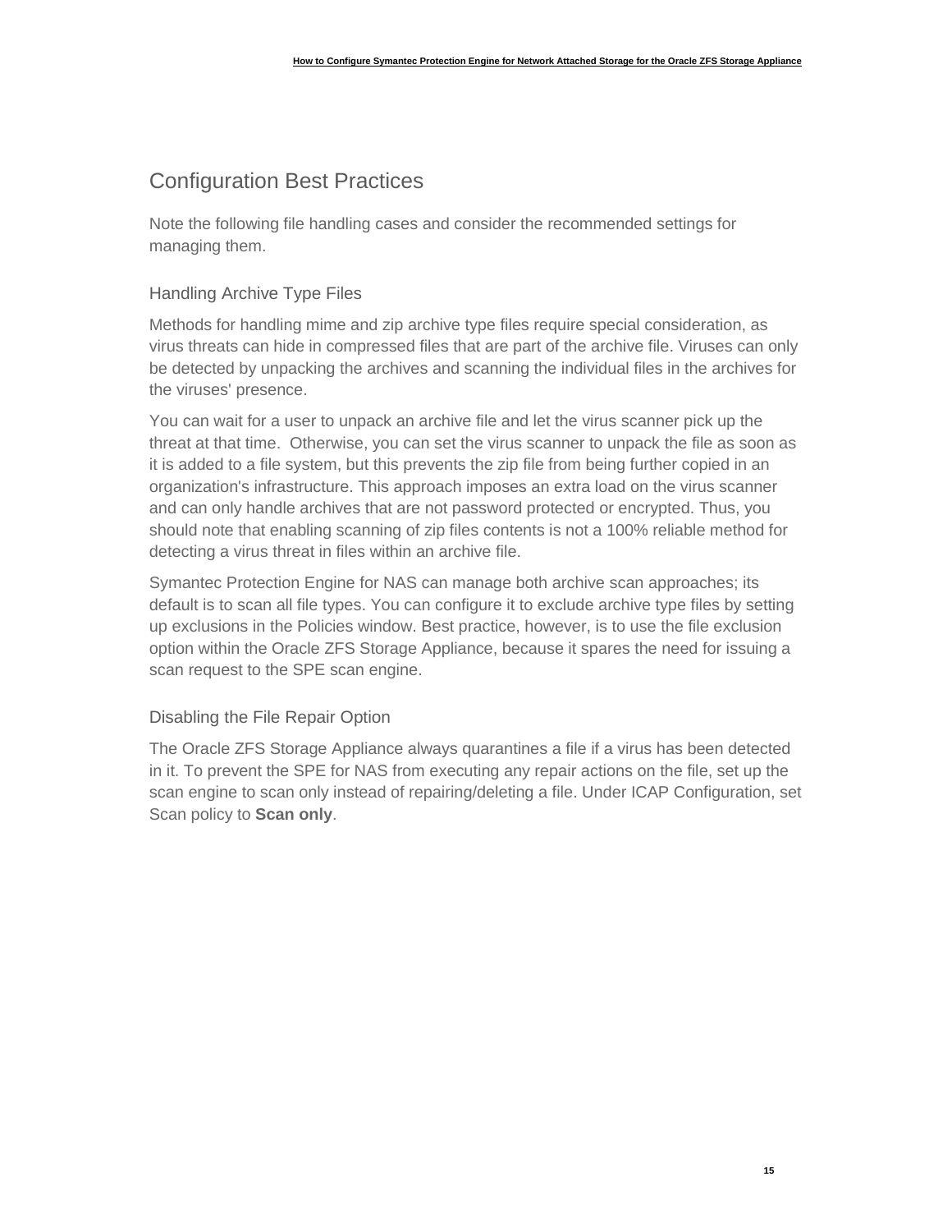## Configuration Best Practices

Note the following file handling cases and consider the recommended settings for managing them.

### Handling Archive Type Files

Methods for handling mime and zip archive type files require special consideration, as virus threats can hide in compressed files that are part of the archive file. Viruses can only be detected by unpacking the archives and scanning the individual files in the archives for the viruses' presence.

You can wait for a user to unpack an archive file and let the virus scanner pick up the threat at that time.  Otherwise, you can set the virus scanner to unpack the file as soon as it is added to a file system, but this prevents the zip file from being further copied in an organization's infrastructure. This approach imposes an extra load on the virus scanner and can only handle archives that are not password protected or encrypted. Thus, you should note that enabling scanning of zip files contents is not a 100% reliable method for detecting a virus threat in files within an archive file.

Symantec Protection Engine for NAS can manage both archive scan approaches; its default is to scan all file types. You can configure it to exclude archive type files by setting up exclusions in the Policies window. Best practice, however, is to use the file exclusion option within the Oracle ZFS Storage Appliance, because it spares the need for issuing a scan request to the SPE scan engine.

### Disabling the File Repair Option

The Oracle ZFS Storage Appliance always quarantines a file if a virus has been detected in it. To prevent the SPE for NAS from executing any repair actions on the file, set up the scan engine to scan only instead of repairing/deleting a file. Under ICAP Configuration, set Scan policy to **Scan only**.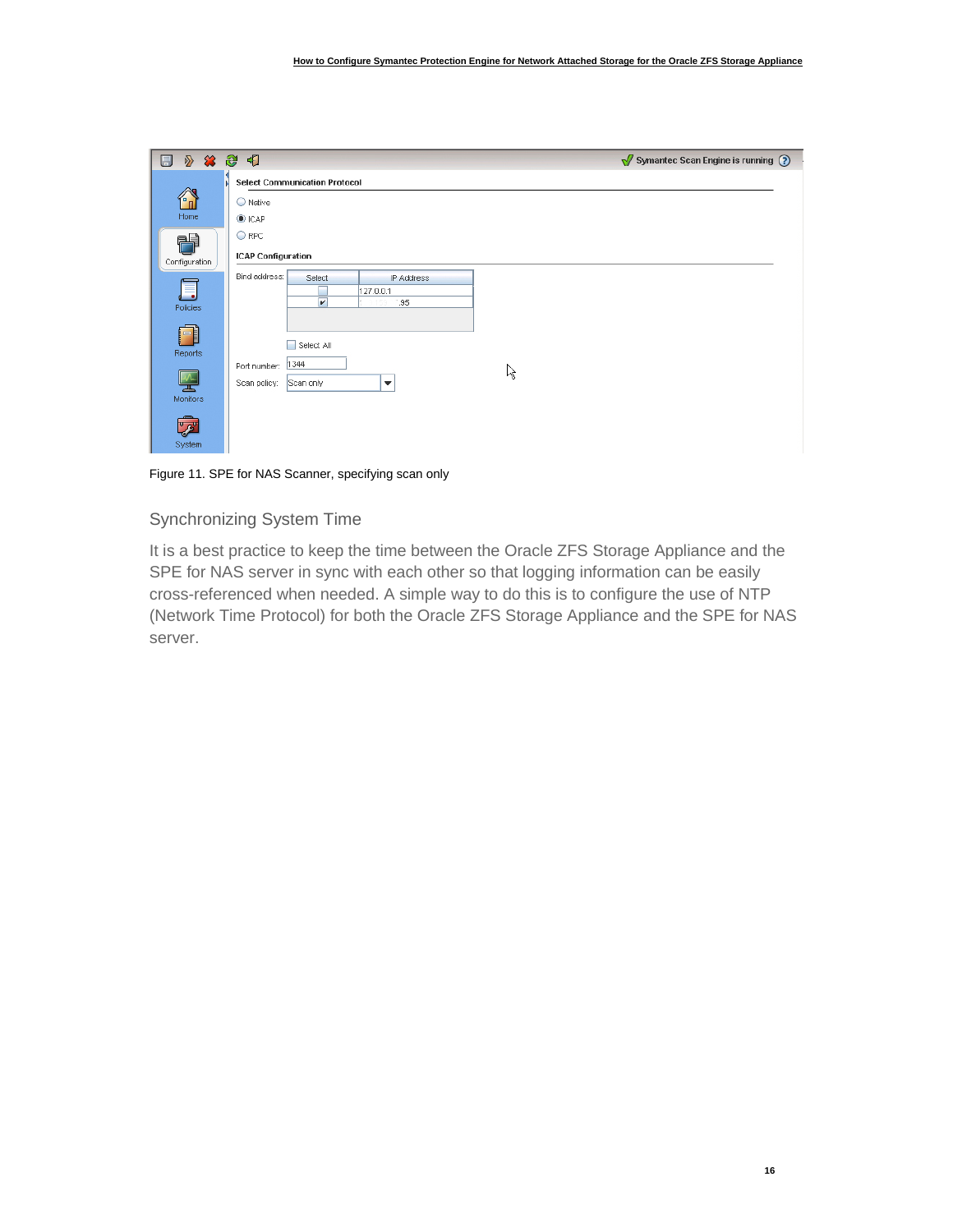Figure 11. SPE for NAS Scanner, specifying scan only

## Synchronizing System Time

It is a best practice to keep the time between the Oracle ZFS Storage Appliance and the SPE for NAS server in sync with each other so that logging information can be easily cross-referenced when needed. A simple way to do this is to configure the use of NTP (Network Time Protocol) for both the Oracle ZFS Storage Appliance and the SPE for NAS server.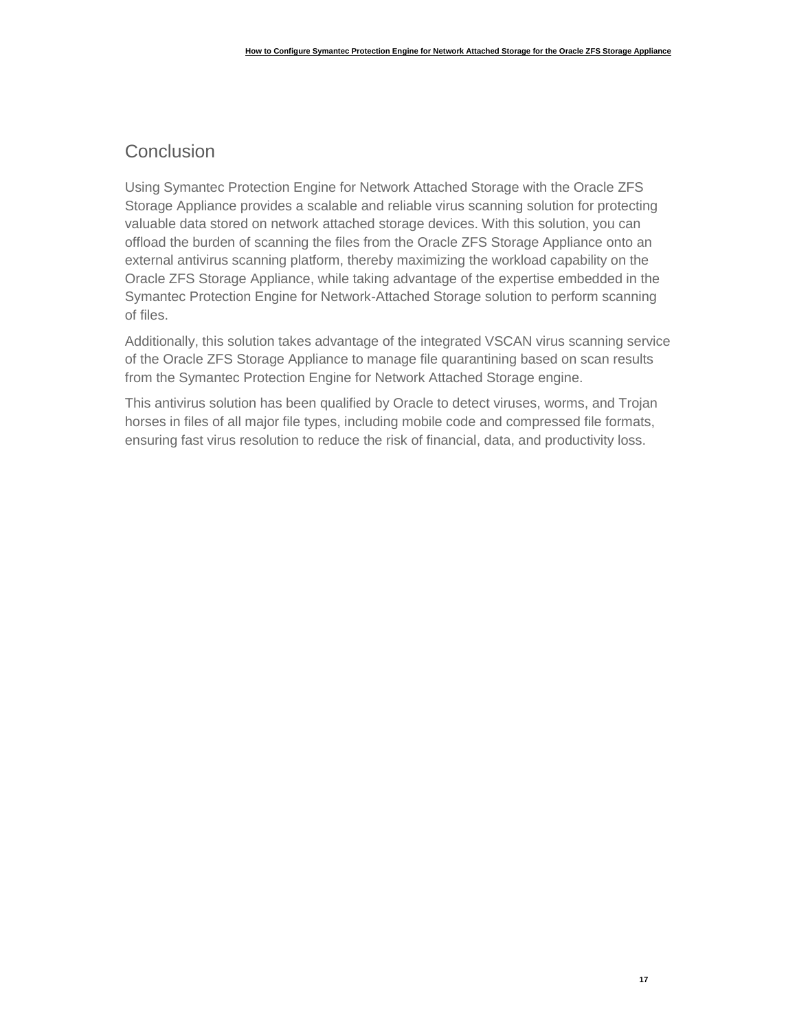## Conclusion

Using Symantec Protection Engine for Network Attached Storage with the Oracle ZFS Storage Appliance provides a scalable and reliable virus scanning solution for protecting valuable data stored on network attached storage devices. With this solution, you can offload the burden of scanning the files from the Oracle ZFS Storage Appliance onto an external antivirus scanning platform, thereby maximizing the workload capability on the Oracle ZFS Storage Appliance, while taking advantage of the expertise embedded in the Symantec Protection Engine for Network-Attached Storage solution to perform scanning of files.

Additionally, this solution takes advantage of the integrated VSCAN virus scanning service of the Oracle ZFS Storage Appliance to manage file quarantining based on scan results from the Symantec Protection Engine for Network Attached Storage engine.

This antivirus solution has been qualified by Oracle to detect viruses, worms, and Trojan horses in files of all major file types, including mobile code and compressed file formats, ensuring fast virus resolution to reduce the risk of financial, data, and productivity loss.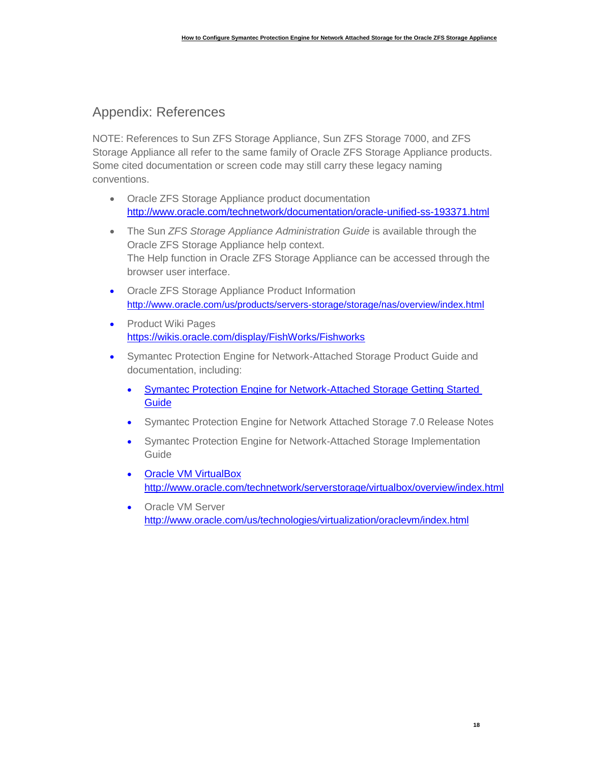## Appendix: References

NOTE: References to Sun ZFS Storage Appliance, Sun ZFS Storage 7000, and ZFS Storage Appliance all refer to the same family of Oracle ZFS Storage Appliance products. Some cited documentation or screen code may still carry these legacy naming conventions.

- Oracle ZFS Storage Appliance product documentation
  http://www.oracle.com/technetwork/documentation/oracle-unified-ss-193371.html
- The Sun *ZFS Storage Appliance Administration Guide* is available through the Oracle ZFS Storage Appliance help context.
  The Help function in Oracle ZFS Storage Appliance can be accessed through the browser user interface.
- Oracle ZFS Storage Appliance Product Information
  http://www.oracle.com/us/products/servers-storage/storage/nas/overview/index.html
- Product Wiki Pages
  https://wikis.oracle.com/display/FishWorks/Fishworks
- Symantec Protection Engine for Network-Attached Storage Product Guide and documentation, including:
  - Symantec Protection Engine for Network-Attached Storage Getting Started Guide
  - Symantec Protection Engine for Network Attached Storage 7.0 Release Notes
  - Symantec Protection Engine for Network-Attached Storage Implementation Guide
  - Oracle VM VirtualBox
    http://www.oracle.com/technetwork/serverstorage/virtualbox/overview/index.html
  - Oracle VM Server
    http://www.oracle.com/us/technologies/virtualization/oraclevm/index.html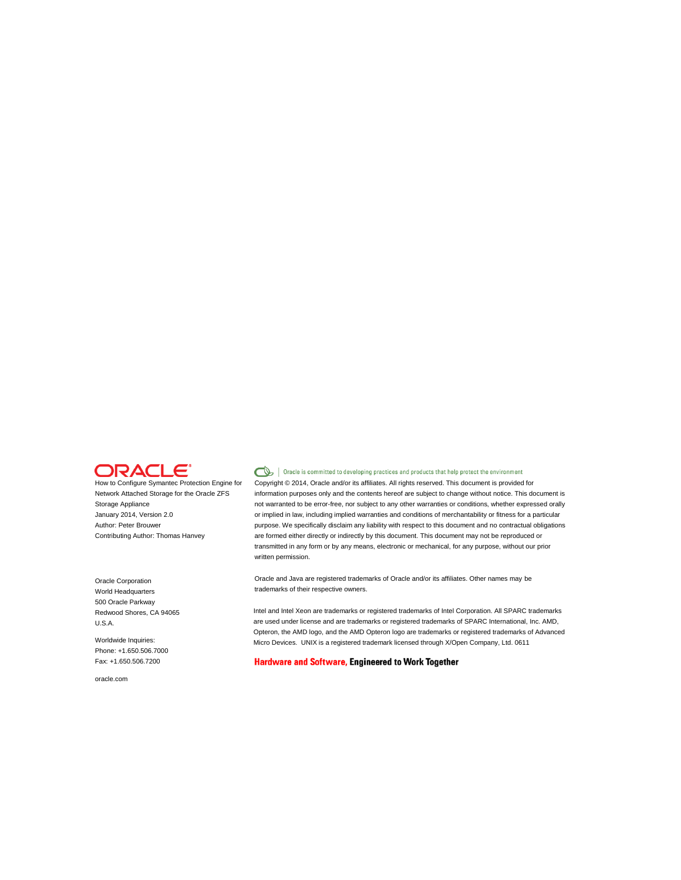ORACLE

How to Configure Symantec Protection Engine for Network Attached Storage for the Oracle ZFS Storage Appliance
January 2014, Version 2.0
Author: Peter Brouwer
Contributing Author: Thomas Hanvey

Oracle Corporation
World Headquarters
500 Oracle Parkway
Redwood Shores, CA 94065
U.S.A.

Worldwide Inquiries:
Phone: +1.650.506.7000
Fax: +1.650.506.7200

oracle.com

Oracle is committed to developing practices and products that help protect the environment

Copyright © 2014, Oracle and/or its affiliates. All rights reserved. This document is provided for information purposes only and the contents hereof are subject to change without notice. This document is not warranted to be error-free, nor subject to any other warranties or conditions, whether expressed orally or implied in law, including implied warranties and conditions of merchantability or fitness for a particular purpose. We specifically disclaim any liability with respect to this document and no contractual obligations are formed either directly or indirectly by this document. This document may not be reproduced or transmitted in any form or by any means, electronic or mechanical, for any purpose, without our prior written permission.

Oracle and Java are registered trademarks of Oracle and/or its affiliates. Other names may be trademarks of their respective owners.

Intel and Intel Xeon are trademarks or registered trademarks of Intel Corporation. All SPARC trademarks are used under license and are trademarks or registered trademarks of SPARC International, Inc. AMD, Opteron, the AMD logo, and the AMD Opteron logo are trademarks or registered trademarks of Advanced Micro Devices. UNIX is a registered trademark licensed through X/Open Company, Ltd. 0611

**Hardware and Software, Engineered to Work Together**